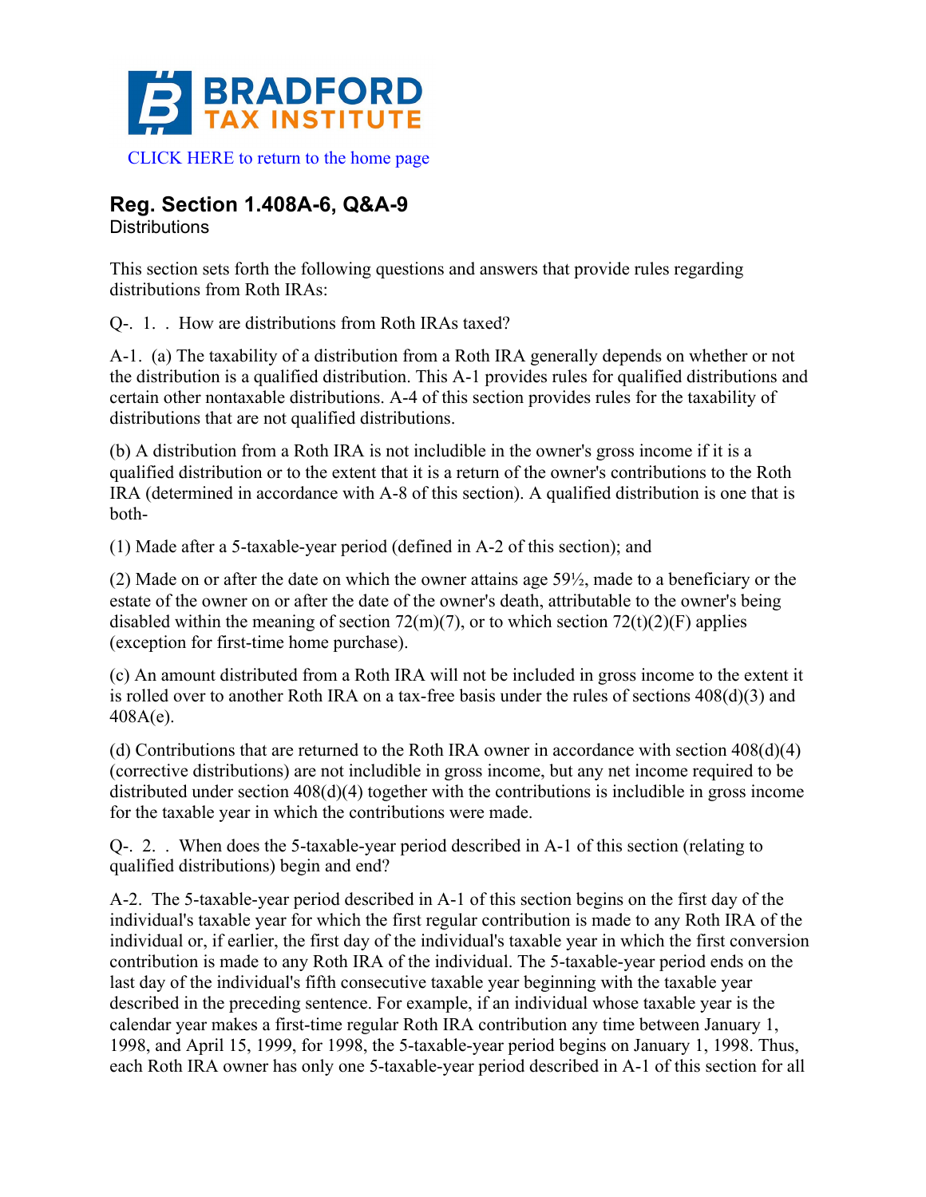BRADFORD TAX INSTITUTE

CLICK HERE to return to the home page

## Reg. Section 1.408A-6, Q&A-9

Distributions

This section sets forth the following questions and answers that provide rules regarding distributions from Roth IRAs:

Q-. 1. . How are distributions from Roth IRAs taxed?

A-1. (a) The taxability of a distribution from a Roth IRA generally depends on whether or not the distribution is a qualified distribution. This A-1 provides rules for qualified distributions and certain other nontaxable distributions. A-4 of this section provides rules for the taxability of distributions that are not qualified distributions.

(b) A distribution from a Roth IRA is not includible in the owner's gross income if it is a qualified distribution or to the extent that it is a return of the owner's contributions to the Roth IRA (determined in accordance with A-8 of this section). A qualified distribution is one that is both-

(1) Made after a 5-taxable-year period (defined in A-2 of this section); and

(2) Made on or after the date on which the owner attains age 59½, made to a beneficiary or the estate of the owner on or after the date of the owner's death, attributable to the owner's being disabled within the meaning of section 72(m)(7), or to which section 72(t)(2)(F) applies (exception for first-time home purchase).

(c) An amount distributed from a Roth IRA will not be included in gross income to the extent it is rolled over to another Roth IRA on a tax-free basis under the rules of sections 408(d)(3) and 408A(e).

(d) Contributions that are returned to the Roth IRA owner in accordance with section 408(d)(4) (corrective distributions) are not includible in gross income, but any net income required to be distributed under section 408(d)(4) together with the contributions is includible in gross income for the taxable year in which the contributions were made.

Q-. 2. . When does the 5-taxable-year period described in A-1 of this section (relating to qualified distributions) begin and end?

A-2. The 5-taxable-year period described in A-1 of this section begins on the first day of the individual's taxable year for which the first regular contribution is made to any Roth IRA of the individual or, if earlier, the first day of the individual's taxable year in which the first conversion contribution is made to any Roth IRA of the individual. The 5-taxable-year period ends on the last day of the individual's fifth consecutive taxable year beginning with the taxable year described in the preceding sentence. For example, if an individual whose taxable year is the calendar year makes a first-time regular Roth IRA contribution any time between January 1, 1998, and April 15, 1999, for 1998, the 5-taxable-year period begins on January 1, 1998. Thus, each Roth IRA owner has only one 5-taxable-year period described in A-1 of this section for all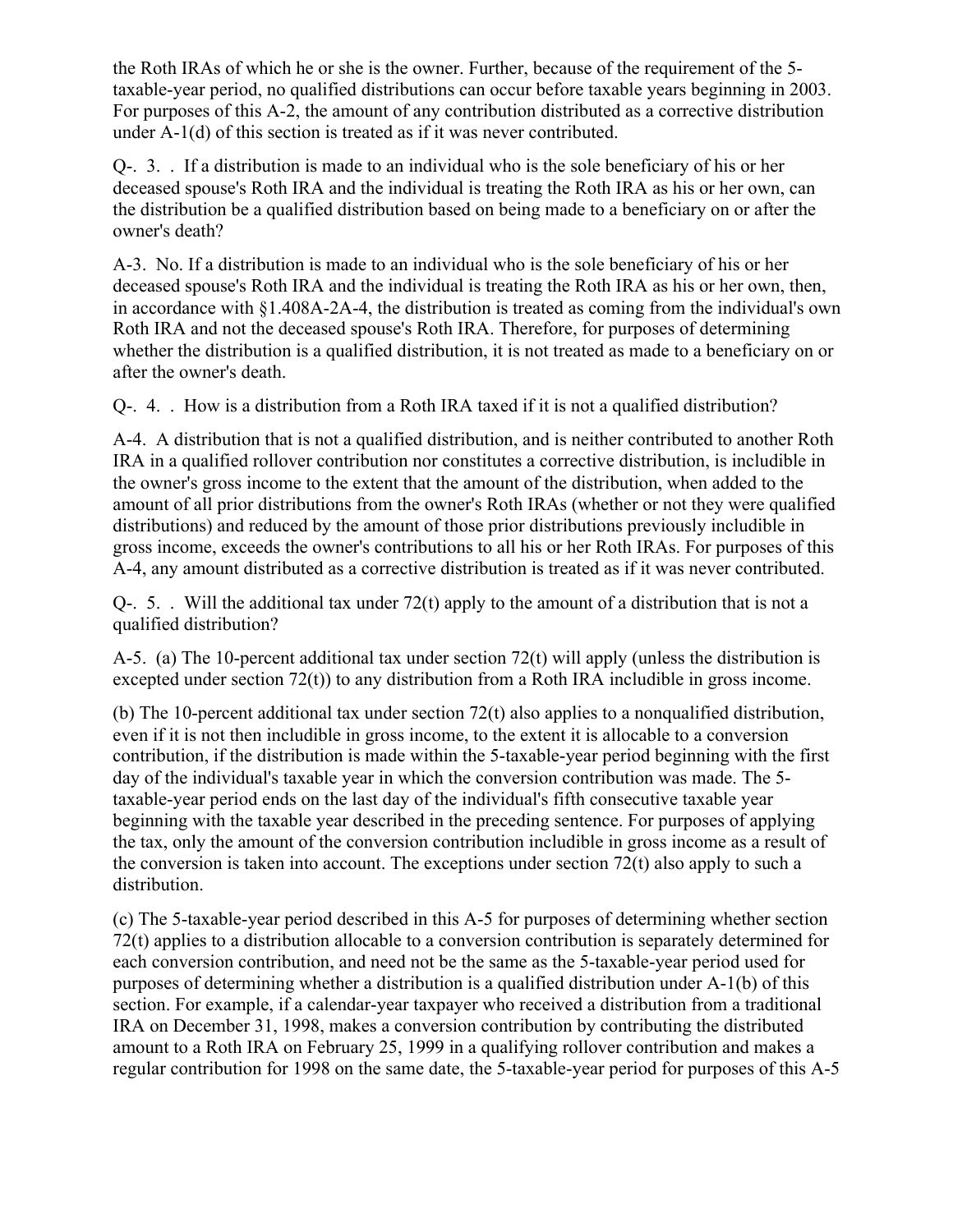the Roth IRAs of which he or she is the owner. Further, because of the requirement of the 5-taxable-year period, no qualified distributions can occur before taxable years beginning in 2003. For purposes of this A-2, the amount of any contribution distributed as a corrective distribution under A-1(d) of this section is treated as if it was never contributed.

Q-. 3. . If a distribution is made to an individual who is the sole beneficiary of his or her deceased spouse's Roth IRA and the individual is treating the Roth IRA as his or her own, can the distribution be a qualified distribution based on being made to a beneficiary on or after the owner's death?

A-3. No. If a distribution is made to an individual who is the sole beneficiary of his or her deceased spouse's Roth IRA and the individual is treating the Roth IRA as his or her own, then, in accordance with §1.408A-2A-4, the distribution is treated as coming from the individual's own Roth IRA and not the deceased spouse's Roth IRA. Therefore, for purposes of determining whether the distribution is a qualified distribution, it is not treated as made to a beneficiary on or after the owner's death.

Q-. 4. . How is a distribution from a Roth IRA taxed if it is not a qualified distribution?

A-4. A distribution that is not a qualified distribution, and is neither contributed to another Roth IRA in a qualified rollover contribution nor constitutes a corrective distribution, is includible in the owner's gross income to the extent that the amount of the distribution, when added to the amount of all prior distributions from the owner's Roth IRAs (whether or not they were qualified distributions) and reduced by the amount of those prior distributions previously includible in gross income, exceeds the owner's contributions to all his or her Roth IRAs. For purposes of this A-4, any amount distributed as a corrective distribution is treated as if it was never contributed.

Q-. 5. . Will the additional tax under 72(t) apply to the amount of a distribution that is not a qualified distribution?

A-5. (a) The 10-percent additional tax under section 72(t) will apply (unless the distribution is excepted under section 72(t)) to any distribution from a Roth IRA includible in gross income.

(b) The 10-percent additional tax under section 72(t) also applies to a nonqualified distribution, even if it is not then includible in gross income, to the extent it is allocable to a conversion contribution, if the distribution is made within the 5-taxable-year period beginning with the first day of the individual's taxable year in which the conversion contribution was made. The 5-taxable-year period ends on the last day of the individual's fifth consecutive taxable year beginning with the taxable year described in the preceding sentence. For purposes of applying the tax, only the amount of the conversion contribution includible in gross income as a result of the conversion is taken into account. The exceptions under section 72(t) also apply to such a distribution.

(c) The 5-taxable-year period described in this A-5 for purposes of determining whether section 72(t) applies to a distribution allocable to a conversion contribution is separately determined for each conversion contribution, and need not be the same as the 5-taxable-year period used for purposes of determining whether a distribution is a qualified distribution under A-1(b) of this section. For example, if a calendar-year taxpayer who received a distribution from a traditional IRA on December 31, 1998, makes a conversion contribution by contributing the distributed amount to a Roth IRA on February 25, 1999 in a qualifying rollover contribution and makes a regular contribution for 1998 on the same date, the 5-taxable-year period for purposes of this A-5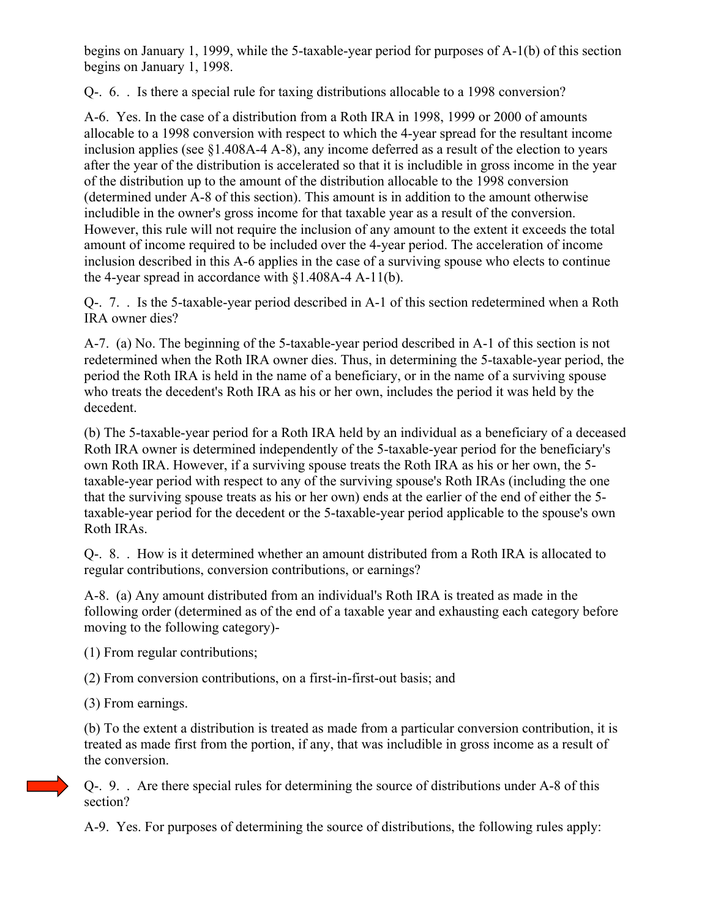begins on January 1, 1999, while the 5-taxable-year period for purposes of A-1(b) of this section begins on January 1, 1998.

Q-. 6. . Is there a special rule for taxing distributions allocable to a 1998 conversion?

A-6. Yes. In the case of a distribution from a Roth IRA in 1998, 1999 or 2000 of amounts allocable to a 1998 conversion with respect to which the 4-year spread for the resultant income inclusion applies (see §1.408A-4 A-8), any income deferred as a result of the election to years after the year of the distribution is accelerated so that it is includible in gross income in the year of the distribution up to the amount of the distribution allocable to the 1998 conversion (determined under A-8 of this section). This amount is in addition to the amount otherwise includible in the owner's gross income for that taxable year as a result of the conversion. However, this rule will not require the inclusion of any amount to the extent it exceeds the total amount of income required to be included over the 4-year period. The acceleration of income inclusion described in this A-6 applies in the case of a surviving spouse who elects to continue the 4-year spread in accordance with §1.408A-4 A-11(b).

Q-. 7. . Is the 5-taxable-year period described in A-1 of this section redetermined when a Roth IRA owner dies?

A-7. (a) No. The beginning of the 5-taxable-year period described in A-1 of this section is not redetermined when the Roth IRA owner dies. Thus, in determining the 5-taxable-year period, the period the Roth IRA is held in the name of a beneficiary, or in the name of a surviving spouse who treats the decedent's Roth IRA as his or her own, includes the period it was held by the decedent.

(b) The 5-taxable-year period for a Roth IRA held by an individual as a beneficiary of a deceased Roth IRA owner is determined independently of the 5-taxable-year period for the beneficiary's own Roth IRA. However, if a surviving spouse treats the Roth IRA as his or her own, the 5-taxable-year period with respect to any of the surviving spouse's Roth IRAs (including the one that the surviving spouse treats as his or her own) ends at the earlier of the end of either the 5-taxable-year period for the decedent or the 5-taxable-year period applicable to the spouse's own Roth IRAs.

Q-. 8. . How is it determined whether an amount distributed from a Roth IRA is allocated to regular contributions, conversion contributions, or earnings?

A-8. (a) Any amount distributed from an individual's Roth IRA is treated as made in the following order (determined as of the end of a taxable year and exhausting each category before moving to the following category)-

(1) From regular contributions;

(2) From conversion contributions, on a first-in-first-out basis; and

(3) From earnings.

(b) To the extent a distribution is treated as made from a particular conversion contribution, it is treated as made first from the portion, if any, that was includible in gross income as a result of the conversion.

Q-. 9. . Are there special rules for determining the source of distributions under A-8 of this section?

A-9. Yes. For purposes of determining the source of distributions, the following rules apply: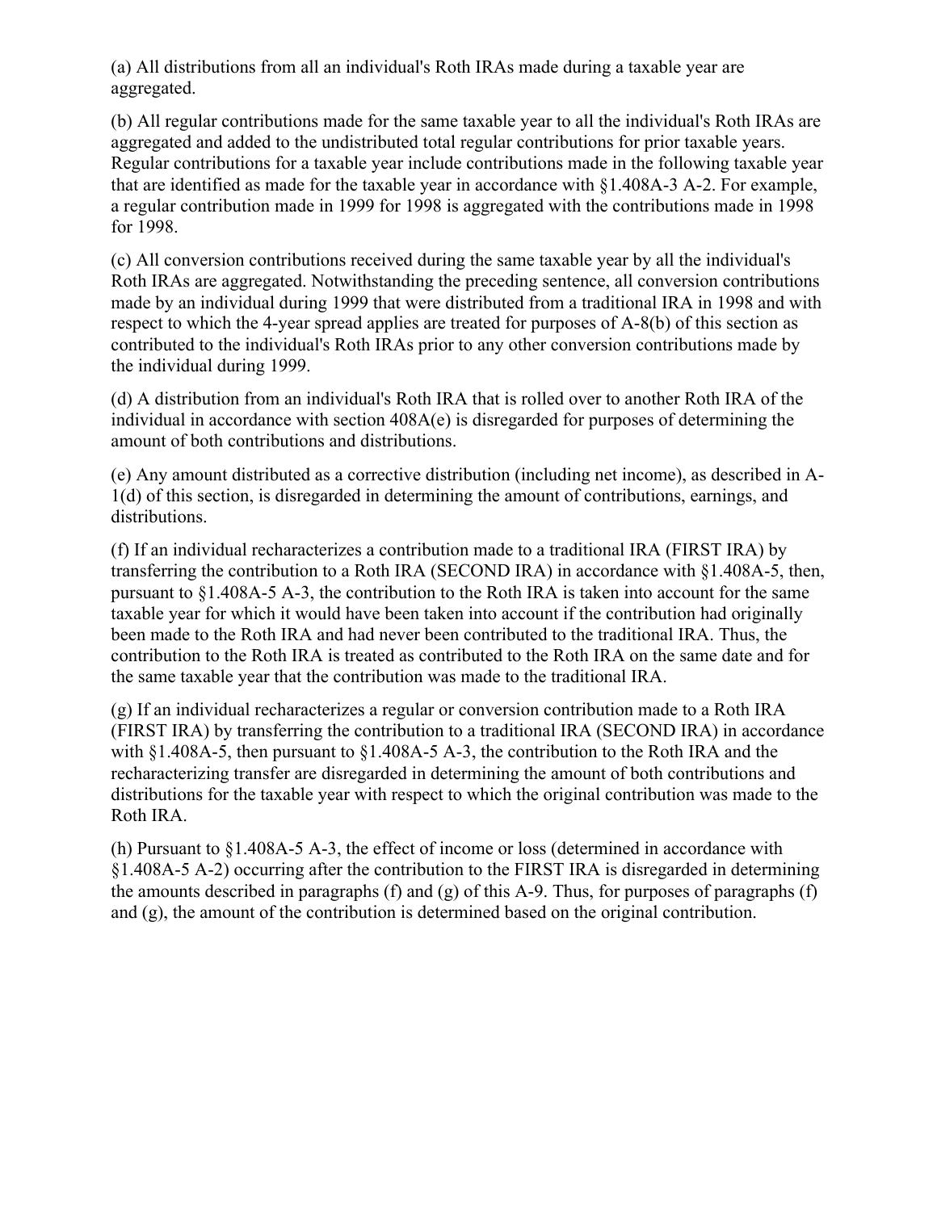(a) All distributions from all an individual's Roth IRAs made during a taxable year are aggregated.

(b) All regular contributions made for the same taxable year to all the individual's Roth IRAs are aggregated and added to the undistributed total regular contributions for prior taxable years. Regular contributions for a taxable year include contributions made in the following taxable year that are identified as made for the taxable year in accordance with §1.408A-3 A-2. For example, a regular contribution made in 1999 for 1998 is aggregated with the contributions made in 1998 for 1998.

(c) All conversion contributions received during the same taxable year by all the individual's Roth IRAs are aggregated. Notwithstanding the preceding sentence, all conversion contributions made by an individual during 1999 that were distributed from a traditional IRA in 1998 and with respect to which the 4-year spread applies are treated for purposes of A-8(b) of this section as contributed to the individual's Roth IRAs prior to any other conversion contributions made by the individual during 1999.

(d) A distribution from an individual's Roth IRA that is rolled over to another Roth IRA of the individual in accordance with section 408A(e) is disregarded for purposes of determining the amount of both contributions and distributions.

(e) Any amount distributed as a corrective distribution (including net income), as described in A-1(d) of this section, is disregarded in determining the amount of contributions, earnings, and distributions.

(f) If an individual recharacterizes a contribution made to a traditional IRA (FIRST IRA) by transferring the contribution to a Roth IRA (SECOND IRA) in accordance with §1.408A-5, then, pursuant to §1.408A-5 A-3, the contribution to the Roth IRA is taken into account for the same taxable year for which it would have been taken into account if the contribution had originally been made to the Roth IRA and had never been contributed to the traditional IRA. Thus, the contribution to the Roth IRA is treated as contributed to the Roth IRA on the same date and for the same taxable year that the contribution was made to the traditional IRA.

(g) If an individual recharacterizes a regular or conversion contribution made to a Roth IRA (FIRST IRA) by transferring the contribution to a traditional IRA (SECOND IRA) in accordance with §1.408A-5, then pursuant to §1.408A-5 A-3, the contribution to the Roth IRA and the recharacterizing transfer are disregarded in determining the amount of both contributions and distributions for the taxable year with respect to which the original contribution was made to the Roth IRA.

(h) Pursuant to §1.408A-5 A-3, the effect of income or loss (determined in accordance with §1.408A-5 A-2) occurring after the contribution to the FIRST IRA is disregarded in determining the amounts described in paragraphs (f) and (g) of this A-9. Thus, for purposes of paragraphs (f) and (g), the amount of the contribution is determined based on the original contribution.